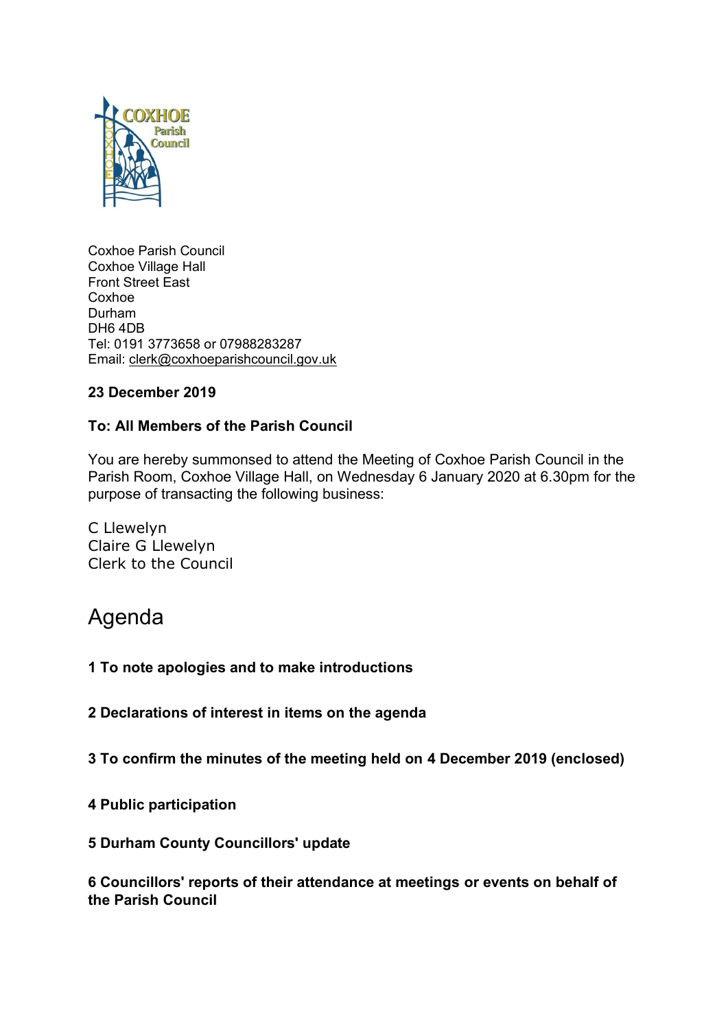Coxhoe Parish Council
Coxhoe Village Hall
Front Street East
Coxhoe
Durham
DH6 4DB
Tel: 0191 3773658 or 07988283287
Email: clerk@coxhoeparishcouncil.gov.uk

**23 December 2019**

**To: All Members of the Parish Council**

You are hereby summonsed to attend the Meeting of Coxhoe Parish Council in the Parish Room, Coxhoe Village Hall, on Wednesday 6 January 2020 at 6.30pm for the purpose of transacting the following business:

C Llewelyn
Claire G Llewelyn
Clerk to the Council

# Agenda

**1 To note apologies and to make introductions**

**2 Declarations of interest in items on the agenda**

**3 To confirm the minutes of the meeting held on 4 December 2019 (enclosed)**

**4 Public participation**

**5 Durham County Councillors' update**

**6 Councillors' reports of their attendance at meetings or events on behalf of the Parish Council**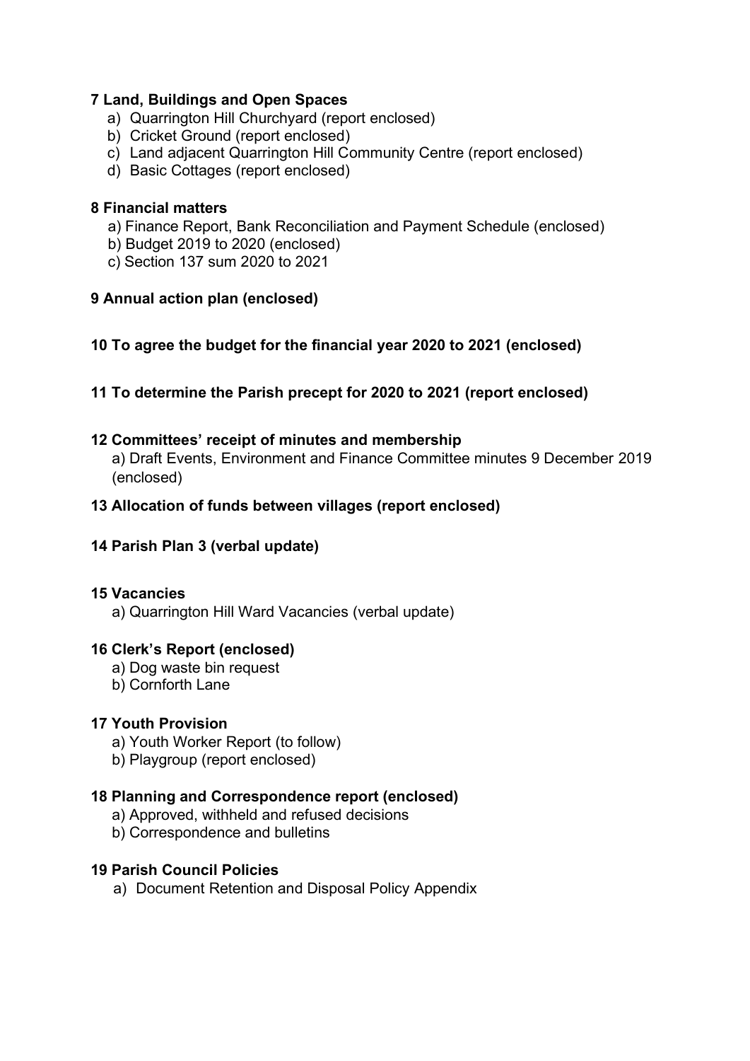**7 Land, Buildings and Open Spaces**

a) Quarrington Hill Churchyard (report enclosed)
b) Cricket Ground (report enclosed)
c) Land adjacent Quarrington Hill Community Centre (report enclosed)
d) Basic Cottages (report enclosed)

**8 Financial matters**

a) Finance Report, Bank Reconciliation and Payment Schedule (enclosed)
b) Budget 2019 to 2020 (enclosed)
c) Section 137 sum 2020 to 2021

**9 Annual action plan (enclosed)**

**10 To agree the budget for the financial year 2020 to 2021 (enclosed)**

**11 To determine the Parish precept for 2020 to 2021 (report enclosed)**

**12 Committees' receipt of minutes and membership**

a) Draft Events, Environment and Finance Committee minutes 9 December 2019 (enclosed)

**13 Allocation of funds between villages (report enclosed)**

**14 Parish Plan 3 (verbal update)**

**15 Vacancies**

a) Quarrington Hill Ward Vacancies (verbal update)

**16 Clerk's Report (enclosed)**

a) Dog waste bin request
b) Cornforth Lane

**17 Youth Provision**

a) Youth Worker Report (to follow)
b) Playgroup (report enclosed)

**18 Planning and Correspondence report (enclosed)**

a) Approved, withheld and refused decisions
b) Correspondence and bulletins

**19 Parish Council Policies**

a) Document Retention and Disposal Policy Appendix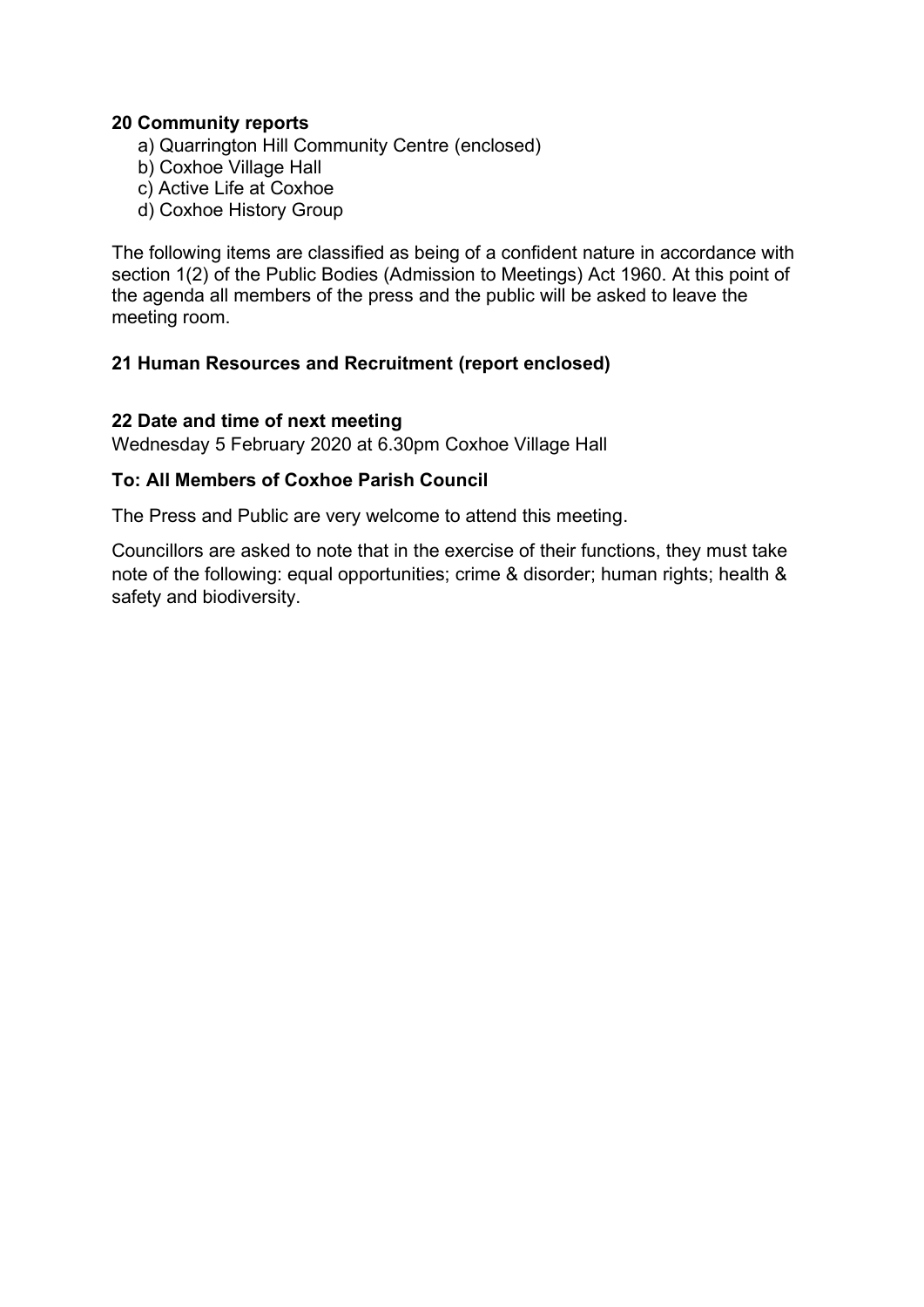**20 Community reports**

a) Quarrington Hill Community Centre (enclosed)
b) Coxhoe Village Hall
c) Active Life at Coxhoe
d) Coxhoe History Group

The following items are classified as being of a confident nature in accordance with section 1(2) of the Public Bodies (Admission to Meetings) Act 1960. At this point of the agenda all members of the press and the public will be asked to leave the meeting room.

**21 Human Resources and Recruitment (report enclosed)**

**22 Date and time of next meeting**

Wednesday 5 February 2020 at 6.30pm Coxhoe Village Hall

**To: All Members of Coxhoe Parish Council**

The Press and Public are very welcome to attend this meeting.

Councillors are asked to note that in the exercise of their functions, they must take note of the following: equal opportunities; crime & disorder; human rights; health & safety and biodiversity.